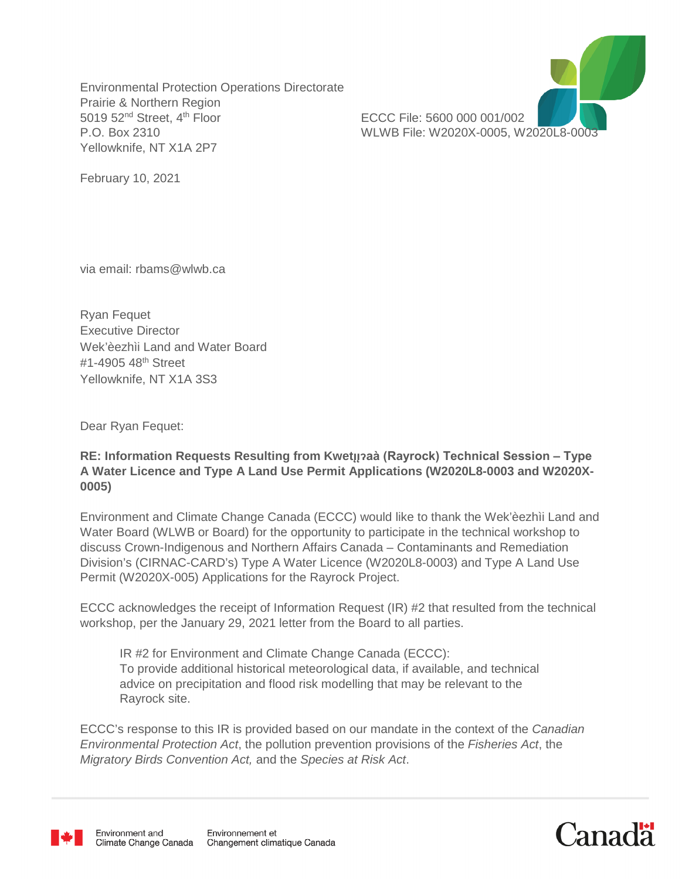Environmental Protection Operations Directorate
Prairie & Northern Region
5019 52nd Street, 4th Floor
P.O. Box 2310
Yellowknife, NT X1A 2P7

ECCC File: 5600 000 001/002
WLWB File: W2020X-0005, W2020L8-0003

February 10, 2021

via email: rbams@wlwb.ca

Ryan Fequet
Executive Director
Wek'èezhìi Land and Water Board
#1-4905 48th Street
Yellowknife, NT X1A 3S3

Dear Ryan Fequet:

**RE: Information Requests Resulting from Kwetįįʔaà (Rayrock) Technical Session – Type A Water Licence and Type A Land Use Permit Applications (W2020L8-0003 and W2020X-0005)**

Environment and Climate Change Canada (ECCC) would like to thank the Wek'èezhìi Land and Water Board (WLWB or Board) for the opportunity to participate in the technical workshop to discuss Crown-Indigenous and Northern Affairs Canada – Contaminants and Remediation Division's (CIRNAC-CARD's) Type A Water Licence (W2020L8-0003) and Type A Land Use Permit (W2020X-005) Applications for the Rayrock Project.

ECCC acknowledges the receipt of Information Request (IR) #2 that resulted from the technical workshop, per the January 29, 2021 letter from the Board to all parties.

> IR #2 for Environment and Climate Change Canada (ECCC):
> To provide additional historical meteorological data, if available, and technical advice on precipitation and flood risk modelling that may be relevant to the Rayrock site.

ECCC's response to this IR is provided based on our mandate in the context of the *Canadian Environmental Protection Act*, the pollution prevention provisions of the *Fisheries Act*, the *Migratory Birds Convention Act,* and the *Species at Risk Act*.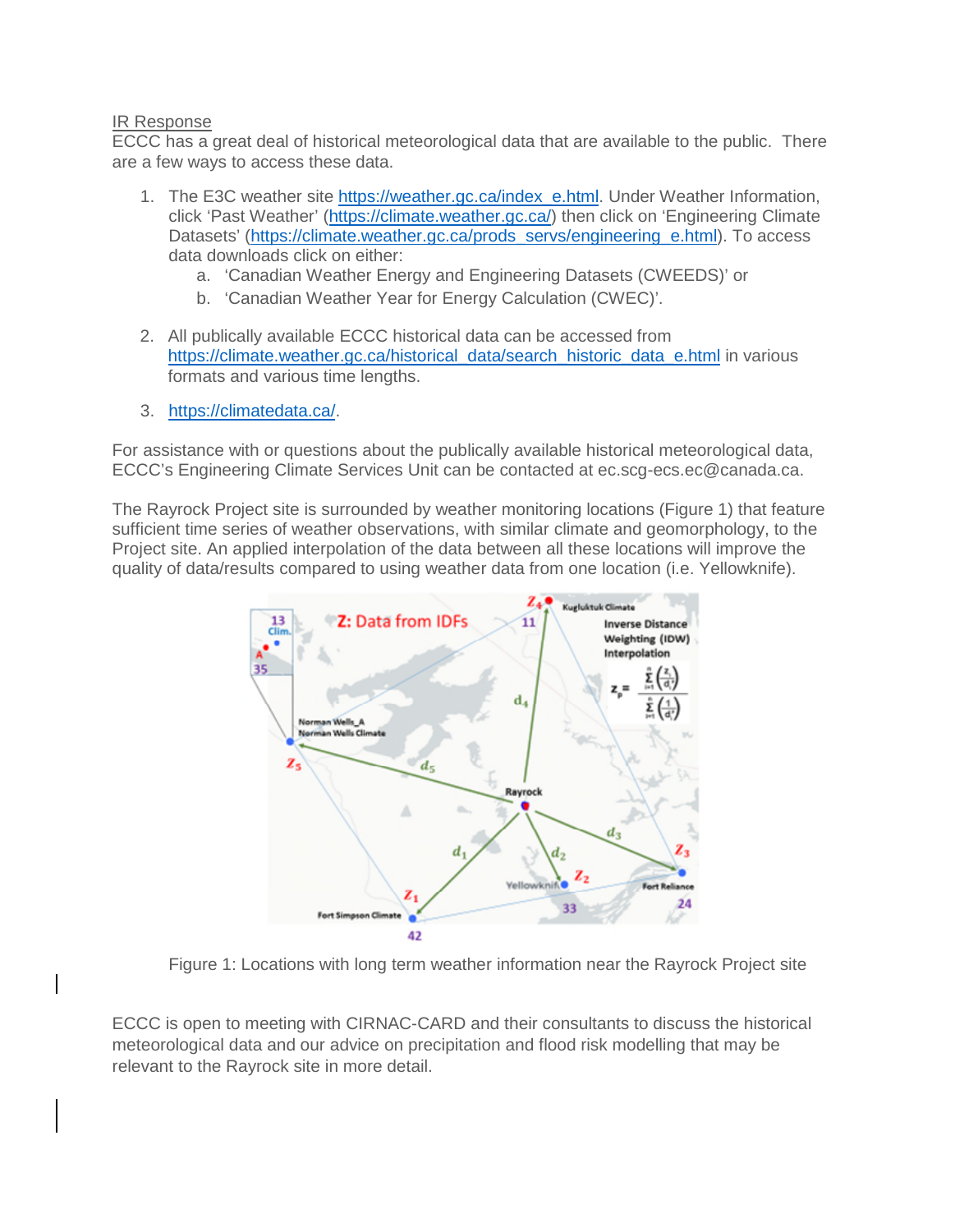IR Response

ECCC has a great deal of historical meteorological data that are available to the public. There are a few ways to access these data.

1. The E3C weather site https://weather.gc.ca/index_e.html. Under Weather Information, click 'Past Weather' (https://climate.weather.gc.ca/) then click on 'Engineering Climate Datasets' (https://climate.weather.gc.ca/prods_servs/engineering_e.html). To access data downloads click on either:
   a. 'Canadian Weather Energy and Engineering Datasets (CWEEDS)' or
   b. 'Canadian Weather Year for Energy Calculation (CWEC)'.

2. All publically available ECCC historical data can be accessed from https://climate.weather.gc.ca/historical_data/search_historic_data_e.html in various formats and various time lengths.

3. https://climatedata.ca/.

For assistance with or questions about the publically available historical meteorological data, ECCC's Engineering Climate Services Unit can be contacted at ec.scg-ecs.ec@canada.ca.

The Rayrock Project site is surrounded by weather monitoring locations (Figure 1) that feature sufficient time series of weather observations, with similar climate and geomorphology, to the Project site. An applied interpolation of the data between all these locations will improve the quality of data/results compared to using weather data from one location (i.e. Yellowknife).

Figure 1: Locations with long term weather information near the Rayrock Project site

ECCC is open to meeting with CIRNAC-CARD and their consultants to discuss the historical meteorological data and our advice on precipitation and flood risk modelling that may be relevant to the Rayrock site in more detail.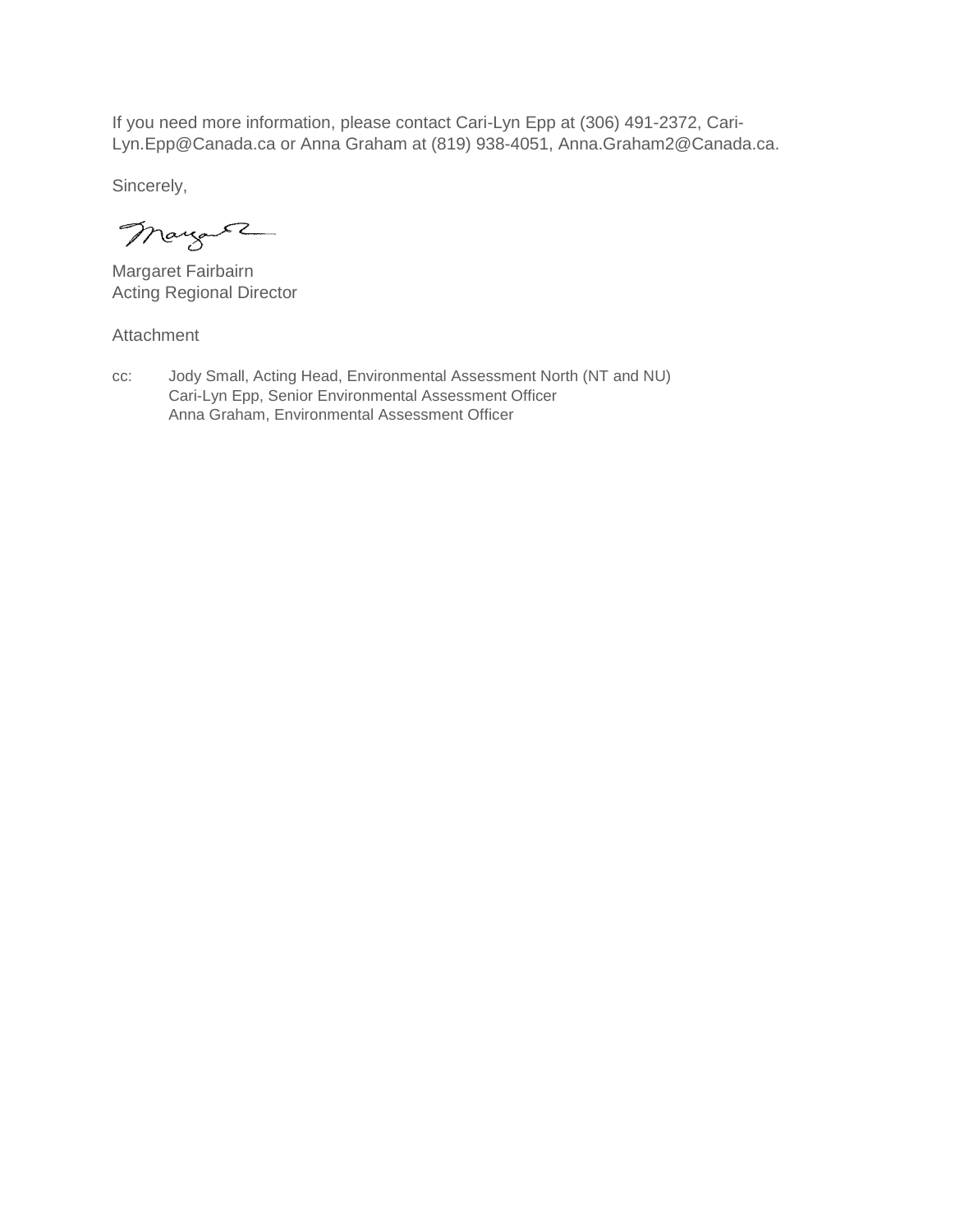If you need more information, please contact Cari-Lyn Epp at (306) 491-2372, Cari-Lyn.Epp@Canada.ca or Anna Graham at (819) 938-4051, Anna.Graham2@Canada.ca.

Sincerely,

Margaret Fairbairn
Acting Regional Director

Attachment

cc: Jody Small, Acting Head, Environmental Assessment North (NT and NU)
Cari-Lyn Epp, Senior Environmental Assessment Officer
Anna Graham, Environmental Assessment Officer